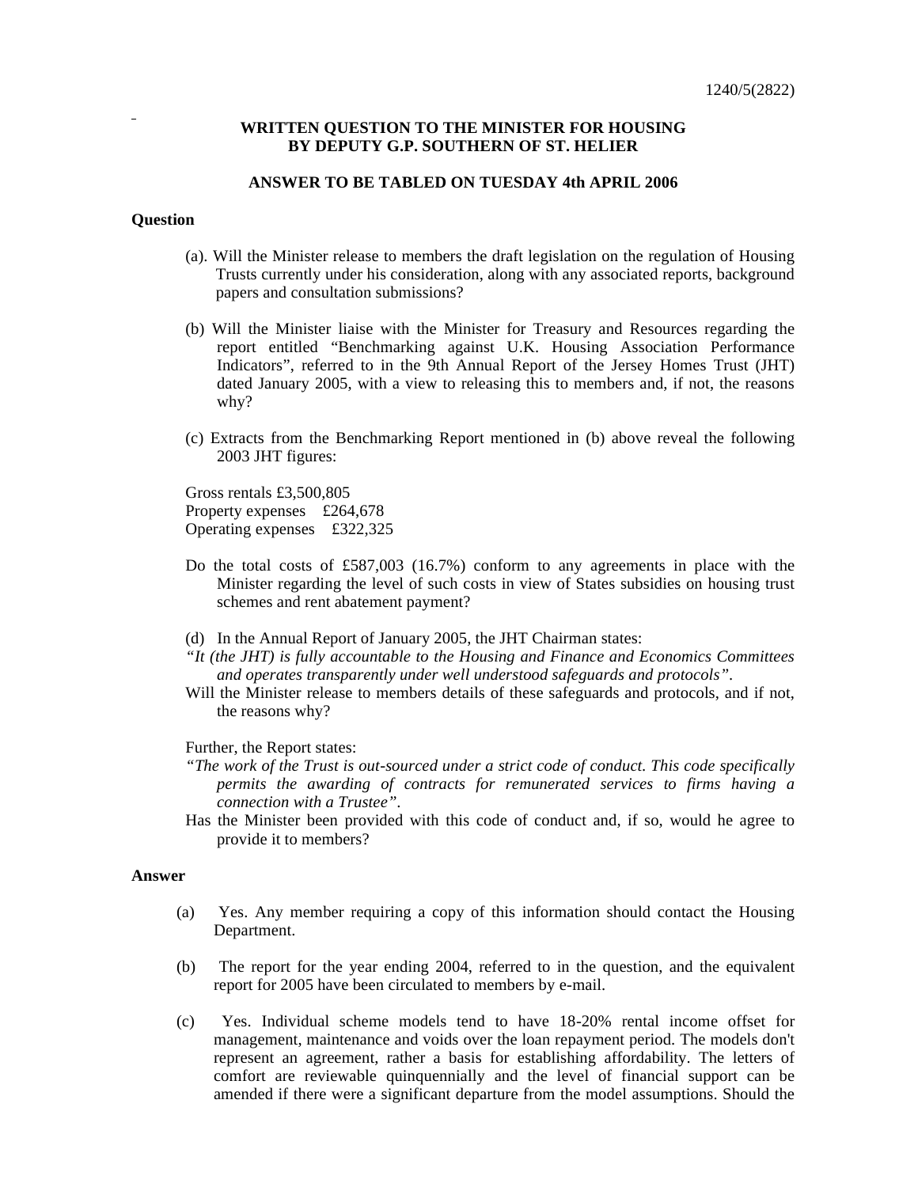1240/5(2822)

**WRITTEN QUESTION TO THE MINISTER FOR HOUSING BY DEPUTY G.P. SOUTHERN OF ST. HELIER**

**ANSWER TO BE TABLED ON TUESDAY 4th APRIL 2006**

**Question**

(a). Will the Minister release to members the draft legislation on the regulation of Housing Trusts currently under his consideration, along with any associated reports, background papers and consultation submissions?

(b) Will the Minister liaise with the Minister for Treasury and Resources regarding the report entitled "Benchmarking against U.K. Housing Association Performance Indicators", referred to in the 9th Annual Report of the Jersey Homes Trust (JHT) dated January 2005, with a view to releasing this to members and, if not, the reasons why?

(c) Extracts from the Benchmarking Report mentioned in (b) above reveal the following 2003 JHT figures:

Gross rentals £3,500,805
Property expenses £264,678
Operating expenses £322,325

Do the total costs of £587,003 (16.7%) conform to any agreements in place with the Minister regarding the level of such costs in view of States subsidies on housing trust schemes and rent abatement payment?

(d) In the Annual Report of January 2005, the JHT Chairman states:
*"It (the JHT) is fully accountable to the Housing and Finance and Economics Committees and operates transparently under well understood safeguards and protocols".*
Will the Minister release to members details of these safeguards and protocols, and if not, the reasons why?

Further, the Report states:
*"The work of the Trust is out-sourced under a strict code of conduct. This code specifically permits the awarding of contracts for remunerated services to firms having a connection with a Trustee".*
Has the Minister been provided with this code of conduct and, if so, would he agree to provide it to members?

**Answer**

(a) Yes. Any member requiring a copy of this information should contact the Housing Department.

(b) The report for the year ending 2004, referred to in the question, and the equivalent report for 2005 have been circulated to members by e-mail.

(c) Yes. Individual scheme models tend to have 18-20% rental income offset for management, maintenance and voids over the loan repayment period. The models don't represent an agreement, rather a basis for establishing affordability. The letters of comfort are reviewable quinquennially and the level of financial support can be amended if there were a significant departure from the model assumptions. Should the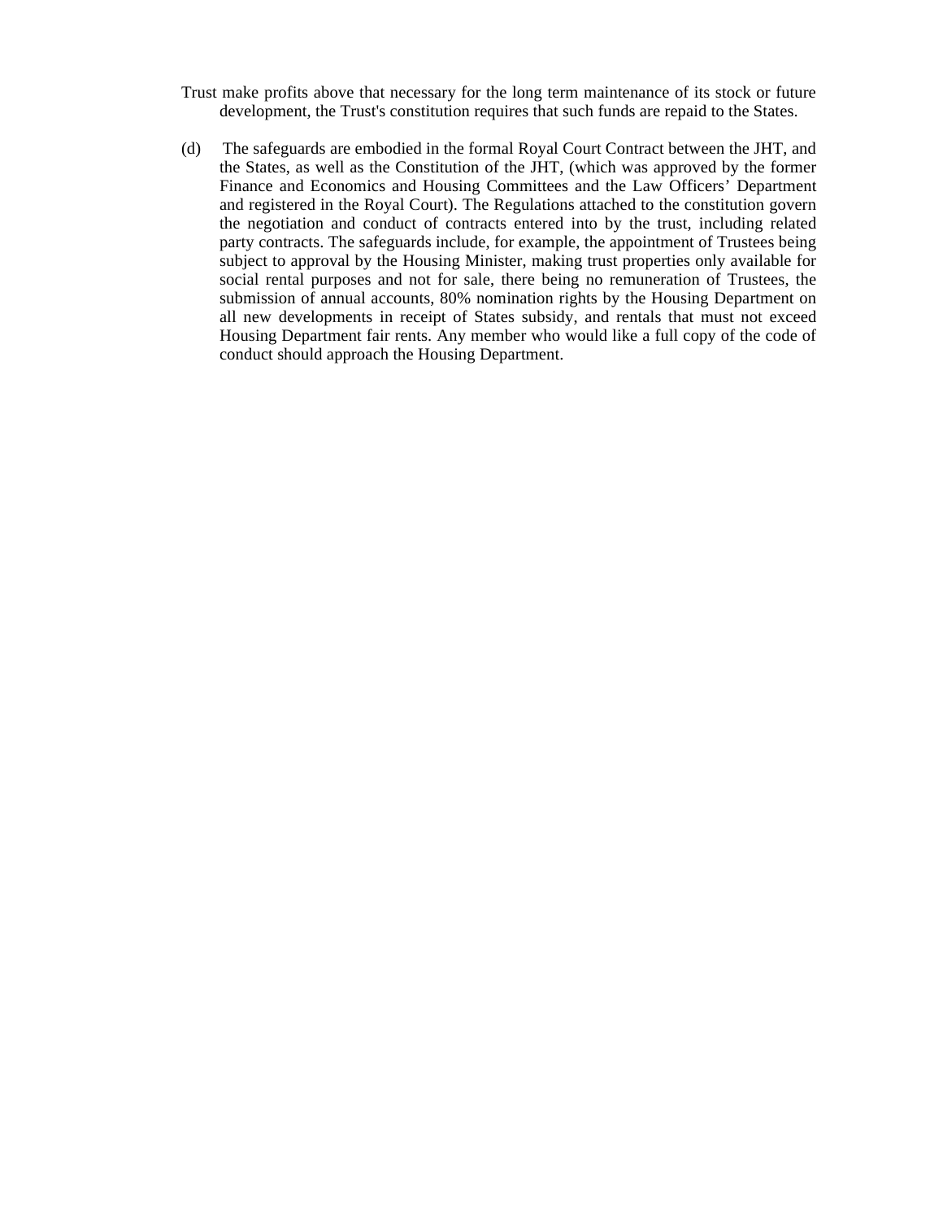Trust make profits above that necessary for the long term maintenance of its stock or future development, the Trust's constitution requires that such funds are repaid to the States.

(d) The safeguards are embodied in the formal Royal Court Contract between the JHT, and the States, as well as the Constitution of the JHT, (which was approved by the former Finance and Economics and Housing Committees and the Law Officers' Department and registered in the Royal Court). The Regulations attached to the constitution govern the negotiation and conduct of contracts entered into by the trust, including related party contracts. The safeguards include, for example, the appointment of Trustees being subject to approval by the Housing Minister, making trust properties only available for social rental purposes and not for sale, there being no remuneration of Trustees, the submission of annual accounts, 80% nomination rights by the Housing Department on all new developments in receipt of States subsidy, and rentals that must not exceed Housing Department fair rents. Any member who would like a full copy of the code of conduct should approach the Housing Department.